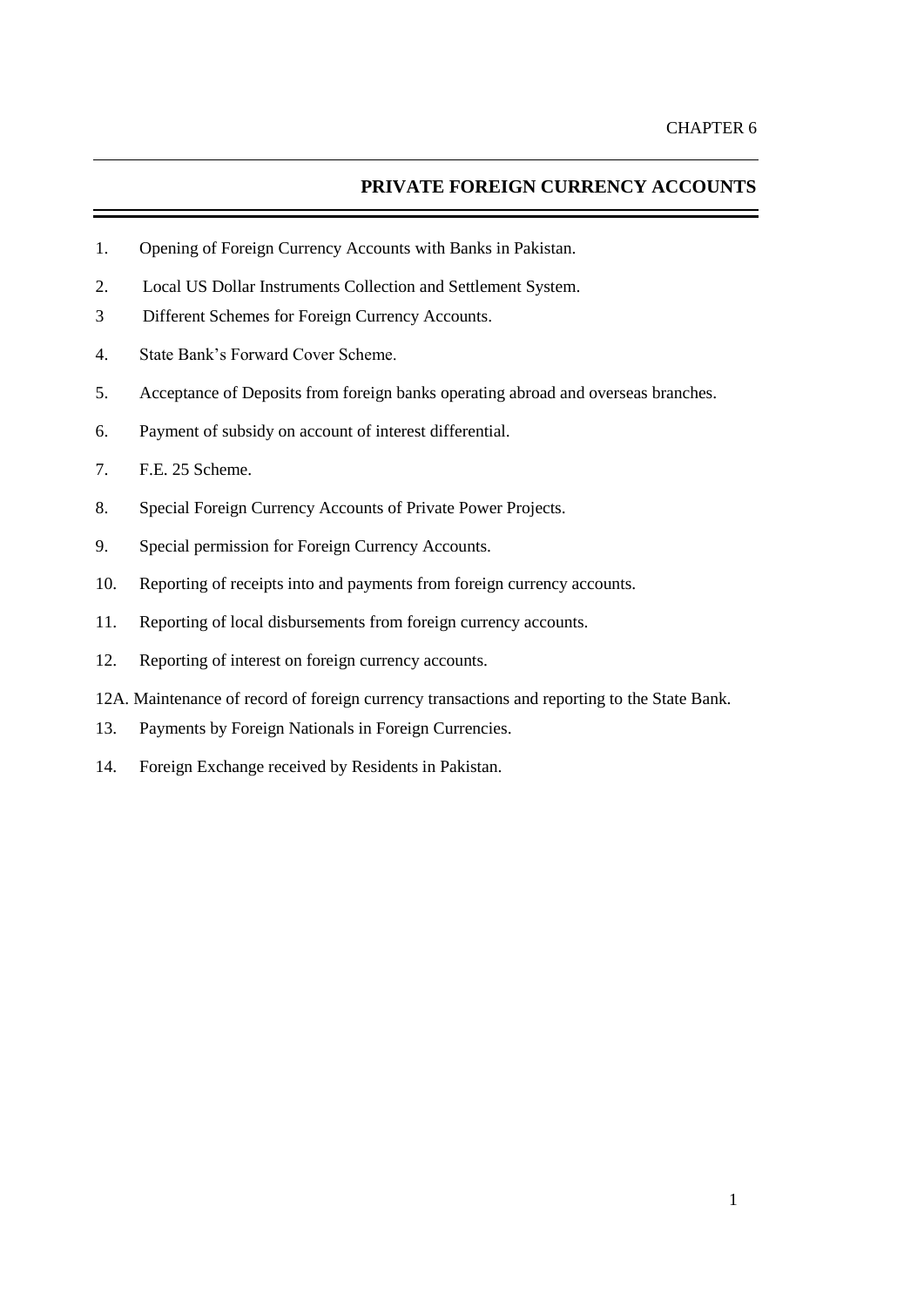CHAPTER 6

# PRIVATE FOREIGN CURRENCY ACCOUNTS

1. Opening of Foreign Currency Accounts with Banks in Pakistan.
2. Local US Dollar Instruments Collection and Settlement System.
3. Different Schemes for Foreign Currency Accounts.
4. State Bank's Forward Cover Scheme.
5. Acceptance of Deposits from foreign banks operating abroad and overseas branches.
6. Payment of subsidy on account of interest differential.
7. F.E. 25 Scheme.
8. Special Foreign Currency Accounts of Private Power Projects.
9. Special permission for Foreign Currency Accounts.
10. Reporting of receipts into and payments from foreign currency accounts.
11. Reporting of local disbursements from foreign currency accounts.
12. Reporting of interest on foreign currency accounts.

12A. Maintenance of record of foreign currency transactions and reporting to the State Bank.

13. Payments by Foreign Nationals in Foreign Currencies.
14. Foreign Exchange received by Residents in Pakistan.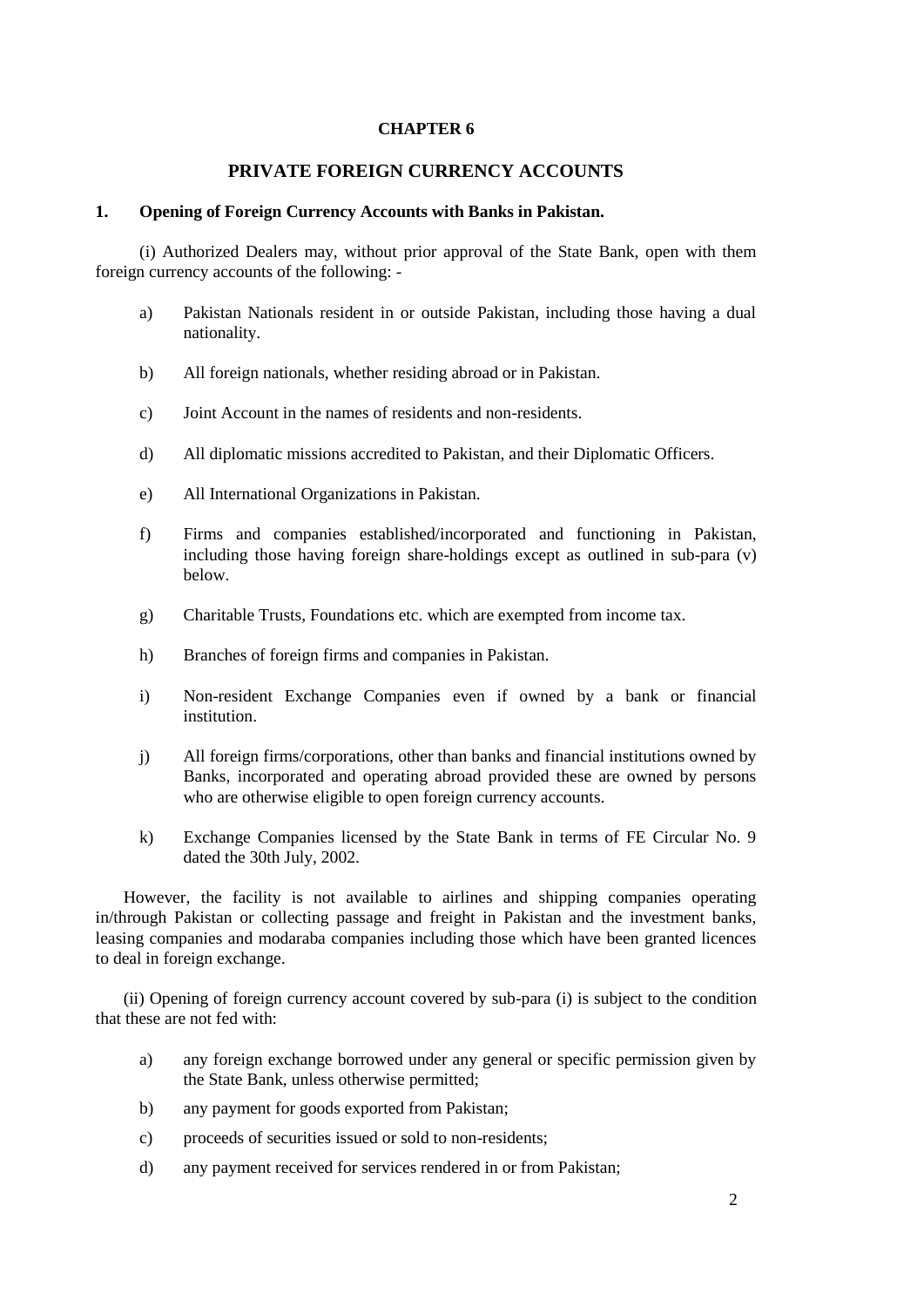# CHAPTER 6

## PRIVATE FOREIGN CURRENCY ACCOUNTS

### 1. Opening of Foreign Currency Accounts with Banks in Pakistan.

(i) Authorized Dealers may, without prior approval of the State Bank, open with them foreign currency accounts of the following: -

a) Pakistan Nationals resident in or outside Pakistan, including those having a dual nationality.

b) All foreign nationals, whether residing abroad or in Pakistan.

c) Joint Account in the names of residents and non-residents.

d) All diplomatic missions accredited to Pakistan, and their Diplomatic Officers.

e) All International Organizations in Pakistan.

f) Firms and companies established/incorporated and functioning in Pakistan, including those having foreign share-holdings except as outlined in sub-para (v) below.

g) Charitable Trusts, Foundations etc. which are exempted from income tax.

h) Branches of foreign firms and companies in Pakistan.

i) Non-resident Exchange Companies even if owned by a bank or financial institution.

j) All foreign firms/corporations, other than banks and financial institutions owned by Banks, incorporated and operating abroad provided these are owned by persons who are otherwise eligible to open foreign currency accounts.

k) Exchange Companies licensed by the State Bank in terms of FE Circular No. 9 dated the 30th July, 2002.

However, the facility is not available to airlines and shipping companies operating in/through Pakistan or collecting passage and freight in Pakistan and the investment banks, leasing companies and modaraba companies including those which have been granted licences to deal in foreign exchange.

(ii) Opening of foreign currency account covered by sub-para (i) is subject to the condition that these are not fed with:

a) any foreign exchange borrowed under any general or specific permission given by the State Bank, unless otherwise permitted;

b) any payment for goods exported from Pakistan;

c) proceeds of securities issued or sold to non-residents;

d) any payment received for services rendered in or from Pakistan;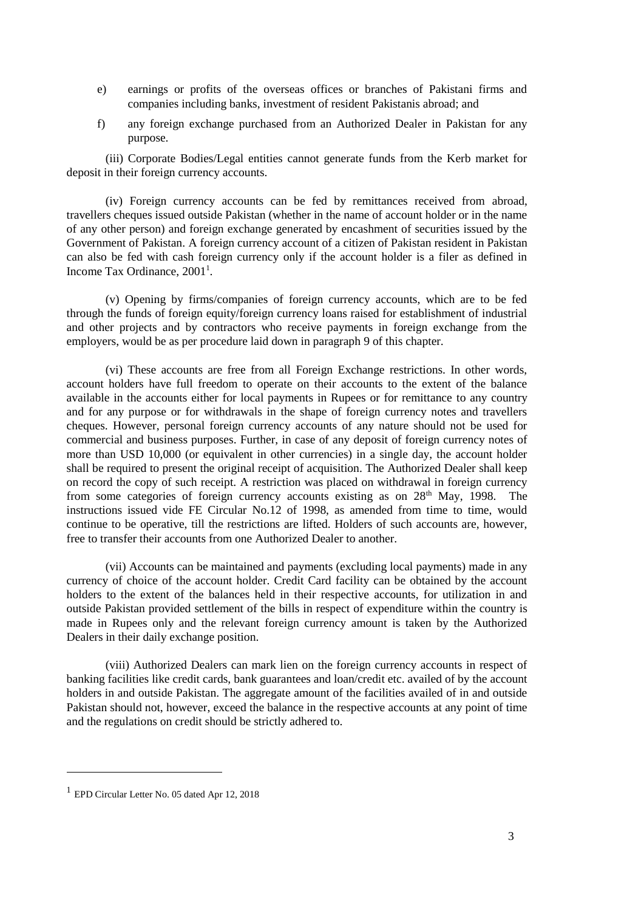e) earnings or profits of the overseas offices or branches of Pakistani firms and companies including banks, investment of resident Pakistanis abroad; and

f) any foreign exchange purchased from an Authorized Dealer in Pakistan for any purpose.

(iii) Corporate Bodies/Legal entities cannot generate funds from the Kerb market for deposit in their foreign currency accounts.

(iv) Foreign currency accounts can be fed by remittances received from abroad, travellers cheques issued outside Pakistan (whether in the name of account holder or in the name of any other person) and foreign exchange generated by encashment of securities issued by the Government of Pakistan. A foreign currency account of a citizen of Pakistan resident in Pakistan can also be fed with cash foreign currency only if the account holder is a filer as defined in Income Tax Ordinance, 2001[1].

(v) Opening by firms/companies of foreign currency accounts, which are to be fed through the funds of foreign equity/foreign currency loans raised for establishment of industrial and other projects and by contractors who receive payments in foreign exchange from the employers, would be as per procedure laid down in paragraph 9 of this chapter.

(vi) These accounts are free from all Foreign Exchange restrictions. In other words, account holders have full freedom to operate on their accounts to the extent of the balance available in the accounts either for local payments in Rupees or for remittance to any country and for any purpose or for withdrawals in the shape of foreign currency notes and travellers cheques. However, personal foreign currency accounts of any nature should not be used for commercial and business purposes. Further, in case of any deposit of foreign currency notes of more than USD 10,000 (or equivalent in other currencies) in a single day, the account holder shall be required to present the original receipt of acquisition. The Authorized Dealer shall keep on record the copy of such receipt. A restriction was placed on withdrawal in foreign currency from some categories of foreign currency accounts existing as on 28th May, 1998. The instructions issued vide FE Circular No.12 of 1998, as amended from time to time, would continue to be operative, till the restrictions are lifted. Holders of such accounts are, however, free to transfer their accounts from one Authorized Dealer to another.

(vii) Accounts can be maintained and payments (excluding local payments) made in any currency of choice of the account holder. Credit Card facility can be obtained by the account holders to the extent of the balances held in their respective accounts, for utilization in and outside Pakistan provided settlement of the bills in respect of expenditure within the country is made in Rupees only and the relevant foreign currency amount is taken by the Authorized Dealers in their daily exchange position.

(viii) Authorized Dealers can mark lien on the foreign currency accounts in respect of banking facilities like credit cards, bank guarantees and loan/credit etc. availed of by the account holders in and outside Pakistan. The aggregate amount of the facilities availed of in and outside Pakistan should not, however, exceed the balance in the respective accounts at any point of time and the regulations on credit should be strictly adhered to.

---

[1] EPD Circular Letter No. 05 dated Apr 12, 2018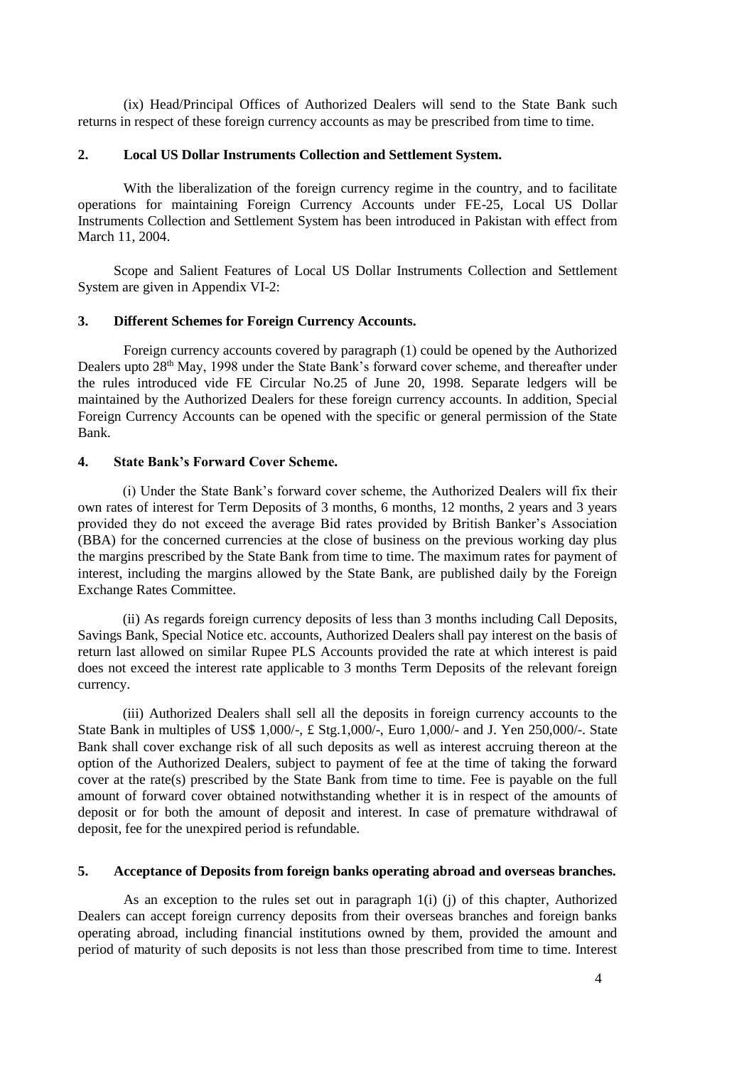(ix) Head/Principal Offices of Authorized Dealers will send to the State Bank such returns in respect of these foreign currency accounts as may be prescribed from time to time.

## 2. Local US Dollar Instruments Collection and Settlement System.

With the liberalization of the foreign currency regime in the country, and to facilitate operations for maintaining Foreign Currency Accounts under FE-25, Local US Dollar Instruments Collection and Settlement System has been introduced in Pakistan with effect from March 11, 2004.

Scope and Salient Features of Local US Dollar Instruments Collection and Settlement System are given in Appendix VI-2:

## 3. Different Schemes for Foreign Currency Accounts.

Foreign currency accounts covered by paragraph (1) could be opened by the Authorized Dealers upto 28th May, 1998 under the State Bank's forward cover scheme, and thereafter under the rules introduced vide FE Circular No.25 of June 20, 1998. Separate ledgers will be maintained by the Authorized Dealers for these foreign currency accounts. In addition, Special Foreign Currency Accounts can be opened with the specific or general permission of the State Bank.

## 4. State Bank's Forward Cover Scheme.

(i) Under the State Bank's forward cover scheme, the Authorized Dealers will fix their own rates of interest for Term Deposits of 3 months, 6 months, 12 months, 2 years and 3 years provided they do not exceed the average Bid rates provided by British Banker's Association (BBA) for the concerned currencies at the close of business on the previous working day plus the margins prescribed by the State Bank from time to time. The maximum rates for payment of interest, including the margins allowed by the State Bank, are published daily by the Foreign Exchange Rates Committee.

(ii) As regards foreign currency deposits of less than 3 months including Call Deposits, Savings Bank, Special Notice etc. accounts, Authorized Dealers shall pay interest on the basis of return last allowed on similar Rupee PLS Accounts provided the rate at which interest is paid does not exceed the interest rate applicable to 3 months Term Deposits of the relevant foreign currency.

(iii) Authorized Dealers shall sell all the deposits in foreign currency accounts to the State Bank in multiples of US$ 1,000/-, £ Stg.1,000/-, Euro 1,000/- and J. Yen 250,000/-. State Bank shall cover exchange risk of all such deposits as well as interest accruing thereon at the option of the Authorized Dealers, subject to payment of fee at the time of taking the forward cover at the rate(s) prescribed by the State Bank from time to time. Fee is payable on the full amount of forward cover obtained notwithstanding whether it is in respect of the amounts of deposit or for both the amount of deposit and interest. In case of premature withdrawal of deposit, fee for the unexpired period is refundable.

## 5. Acceptance of Deposits from foreign banks operating abroad and overseas branches.

As an exception to the rules set out in paragraph 1(i) (j) of this chapter, Authorized Dealers can accept foreign currency deposits from their overseas branches and foreign banks operating abroad, including financial institutions owned by them, provided the amount and period of maturity of such deposits is not less than those prescribed from time to time. Interest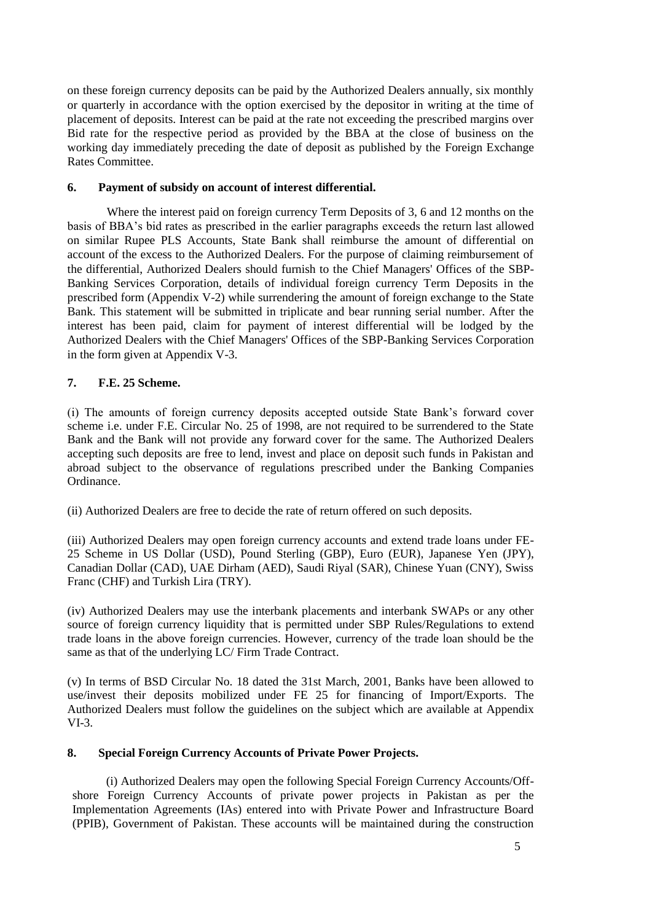on these foreign currency deposits can be paid by the Authorized Dealers annually, six monthly or quarterly in accordance with the option exercised by the depositor in writing at the time of placement of deposits. Interest can be paid at the rate not exceeding the prescribed margins over Bid rate for the respective period as provided by the BBA at the close of business on the working day immediately preceding the date of deposit as published by the Foreign Exchange Rates Committee.

### 6. Payment of subsidy on account of interest differential.

Where the interest paid on foreign currency Term Deposits of 3, 6 and 12 months on the basis of BBA's bid rates as prescribed in the earlier paragraphs exceeds the return last allowed on similar Rupee PLS Accounts, State Bank shall reimburse the amount of differential on account of the excess to the Authorized Dealers. For the purpose of claiming reimbursement of the differential, Authorized Dealers should furnish to the Chief Managers' Offices of the SBP-Banking Services Corporation, details of individual foreign currency Term Deposits in the prescribed form (Appendix V-2) while surrendering the amount of foreign exchange to the State Bank. This statement will be submitted in triplicate and bear running serial number. After the interest has been paid, claim for payment of interest differential will be lodged by the Authorized Dealers with the Chief Managers' Offices of the SBP-Banking Services Corporation in the form given at Appendix V-3.

### 7. F.E. 25 Scheme.

(i) The amounts of foreign currency deposits accepted outside State Bank's forward cover scheme i.e. under F.E. Circular No. 25 of 1998, are not required to be surrendered to the State Bank and the Bank will not provide any forward cover for the same. The Authorized Dealers accepting such deposits are free to lend, invest and place on deposit such funds in Pakistan and abroad subject to the observance of regulations prescribed under the Banking Companies Ordinance.

(ii) Authorized Dealers are free to decide the rate of return offered on such deposits.

(iii) Authorized Dealers may open foreign currency accounts and extend trade loans under FE-25 Scheme in US Dollar (USD), Pound Sterling (GBP), Euro (EUR), Japanese Yen (JPY), Canadian Dollar (CAD), UAE Dirham (AED), Saudi Riyal (SAR), Chinese Yuan (CNY), Swiss Franc (CHF) and Turkish Lira (TRY).

(iv) Authorized Dealers may use the interbank placements and interbank SWAPs or any other source of foreign currency liquidity that is permitted under SBP Rules/Regulations to extend trade loans in the above foreign currencies. However, currency of the trade loan should be the same as that of the underlying LC/ Firm Trade Contract.

(v) In terms of BSD Circular No. 18 dated the 31st March, 2001, Banks have been allowed to use/invest their deposits mobilized under FE 25 for financing of Import/Exports. The Authorized Dealers must follow the guidelines on the subject which are available at Appendix VI-3.

### 8. Special Foreign Currency Accounts of Private Power Projects.

(i) Authorized Dealers may open the following Special Foreign Currency Accounts/Off-shore Foreign Currency Accounts of private power projects in Pakistan as per the Implementation Agreements (IAs) entered into with Private Power and Infrastructure Board (PPIB), Government of Pakistan. These accounts will be maintained during the construction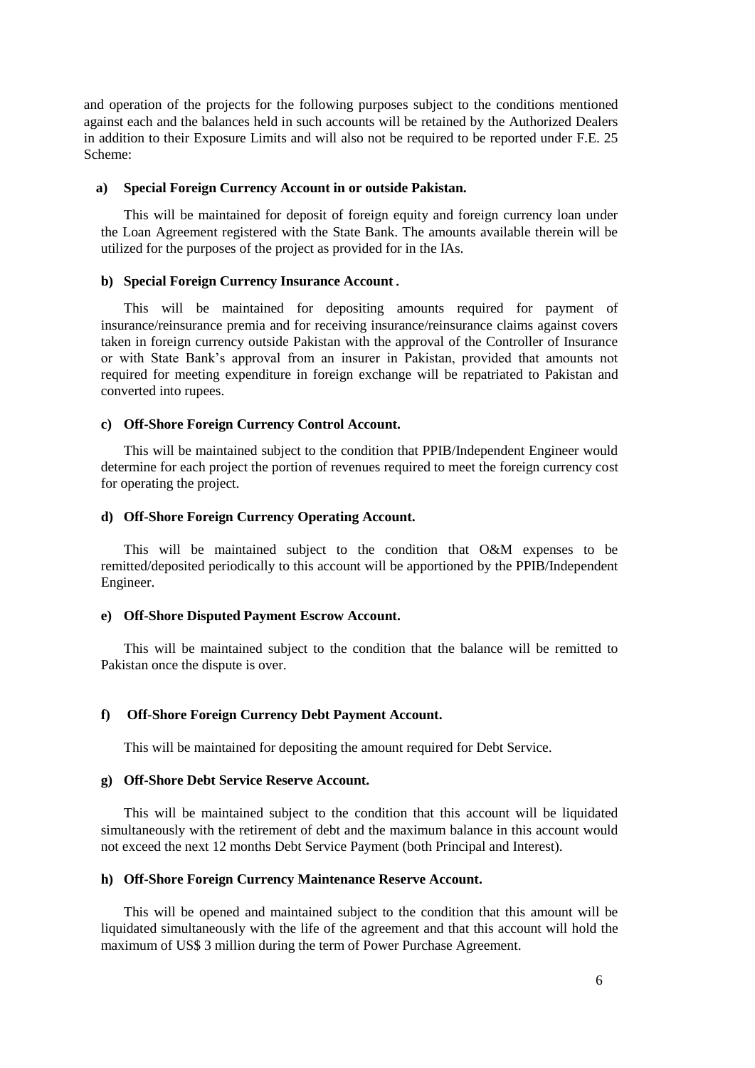and operation of the projects for the following purposes subject to the conditions mentioned against each and the balances held in such accounts will be retained by the Authorized Dealers in addition to their Exposure Limits and will also not be required to be reported under F.E. 25 Scheme:

**a) Special Foreign Currency Account in or outside Pakistan.**

This will be maintained for deposit of foreign equity and foreign currency loan under the Loan Agreement registered with the State Bank. The amounts available therein will be utilized for the purposes of the project as provided for in the IAs.

**b) Special Foreign Currency Insurance Account.**

This will be maintained for depositing amounts required for payment of insurance/reinsurance premia and for receiving insurance/reinsurance claims against covers taken in foreign currency outside Pakistan with the approval of the Controller of Insurance or with State Bank's approval from an insurer in Pakistan, provided that amounts not required for meeting expenditure in foreign exchange will be repatriated to Pakistan and converted into rupees.

**c) Off-Shore Foreign Currency Control Account.**

This will be maintained subject to the condition that PPIB/Independent Engineer would determine for each project the portion of revenues required to meet the foreign currency cost for operating the project.

**d) Off-Shore Foreign Currency Operating Account.**

This will be maintained subject to the condition that O&M expenses to be remitted/deposited periodically to this account will be apportioned by the PPIB/Independent Engineer.

**e) Off-Shore Disputed Payment Escrow Account.**

This will be maintained subject to the condition that the balance will be remitted to Pakistan once the dispute is over.

**f) Off-Shore Foreign Currency Debt Payment Account.**

This will be maintained for depositing the amount required for Debt Service.

**g) Off-Shore Debt Service Reserve Account.**

This will be maintained subject to the condition that this account will be liquidated simultaneously with the retirement of debt and the maximum balance in this account would not exceed the next 12 months Debt Service Payment (both Principal and Interest).

**h) Off-Shore Foreign Currency Maintenance Reserve Account.**

This will be opened and maintained subject to the condition that this amount will be liquidated simultaneously with the life of the agreement and that this account will hold the maximum of US$ 3 million during the term of Power Purchase Agreement.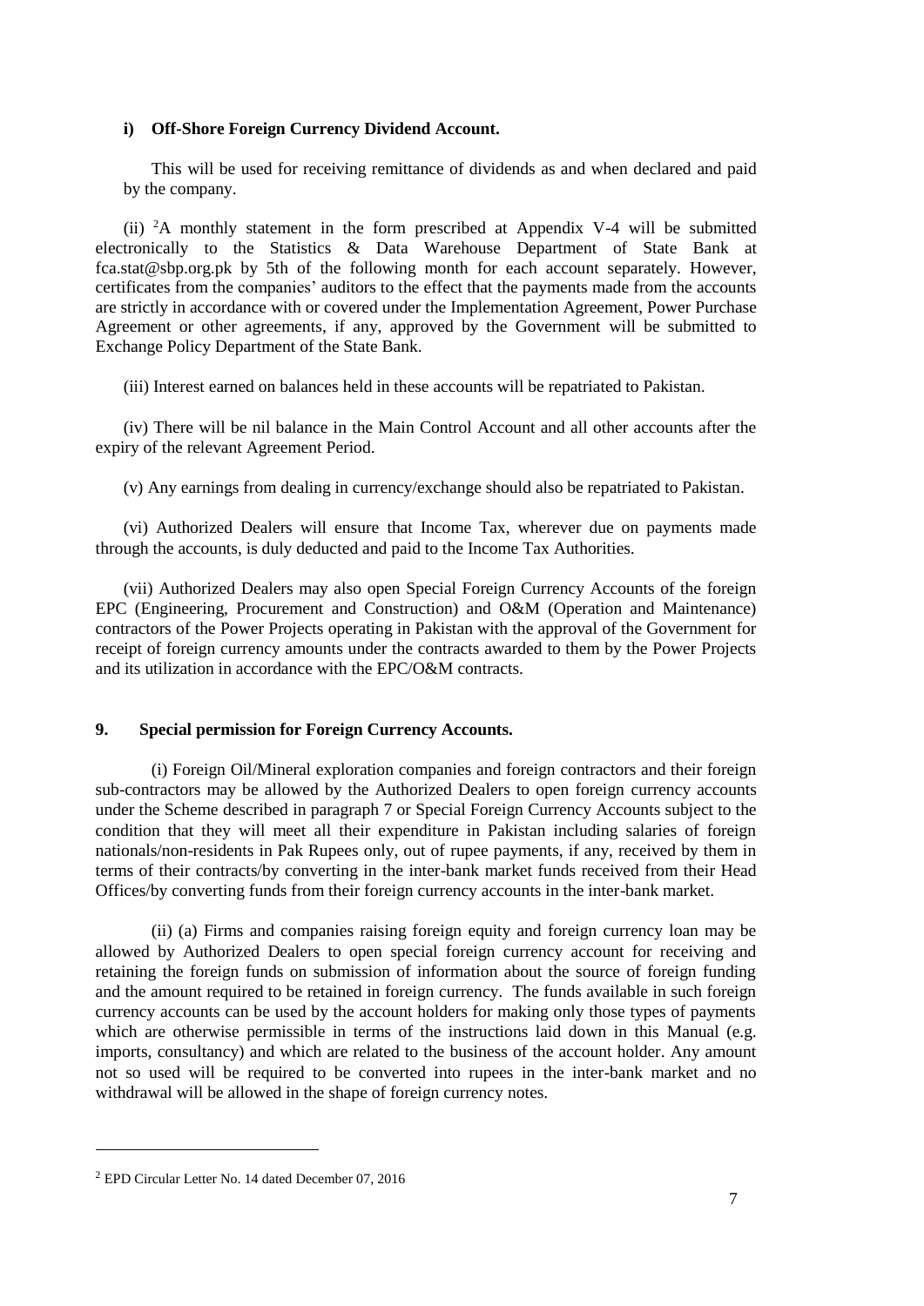**i) Off-Shore Foreign Currency Dividend Account.**

This will be used for receiving remittance of dividends as and when declared and paid by the company.

(ii) [2]A monthly statement in the form prescribed at Appendix V-4 will be submitted electronically to the Statistics & Data Warehouse Department of State Bank at fca.stat@sbp.org.pk by 5th of the following month for each account separately. However, certificates from the companies' auditors to the effect that the payments made from the accounts are strictly in accordance with or covered under the Implementation Agreement, Power Purchase Agreement or other agreements, if any, approved by the Government will be submitted to Exchange Policy Department of the State Bank.

(iii) Interest earned on balances held in these accounts will be repatriated to Pakistan.

(iv) There will be nil balance in the Main Control Account and all other accounts after the expiry of the relevant Agreement Period.

(v) Any earnings from dealing in currency/exchange should also be repatriated to Pakistan.

(vi) Authorized Dealers will ensure that Income Tax, wherever due on payments made through the accounts, is duly deducted and paid to the Income Tax Authorities.

(vii) Authorized Dealers may also open Special Foreign Currency Accounts of the foreign EPC (Engineering, Procurement and Construction) and O&M (Operation and Maintenance) contractors of the Power Projects operating in Pakistan with the approval of the Government for receipt of foreign currency amounts under the contracts awarded to them by the Power Projects and its utilization in accordance with the EPC/O&M contracts.

## 9. Special permission for Foreign Currency Accounts.

(i) Foreign Oil/Mineral exploration companies and foreign contractors and their foreign sub-contractors may be allowed by the Authorized Dealers to open foreign currency accounts under the Scheme described in paragraph 7 or Special Foreign Currency Accounts subject to the condition that they will meet all their expenditure in Pakistan including salaries of foreign nationals/non-residents in Pak Rupees only, out of rupee payments, if any, received by them in terms of their contracts/by converting in the inter-bank market funds received from their Head Offices/by converting funds from their foreign currency accounts in the inter-bank market.

(ii) (a) Firms and companies raising foreign equity and foreign currency loan may be allowed by Authorized Dealers to open special foreign currency account for receiving and retaining the foreign funds on submission of information about the source of foreign funding and the amount required to be retained in foreign currency. The funds available in such foreign currency accounts can be used by the account holders for making only those types of payments which are otherwise permissible in terms of the instructions laid down in this Manual (e.g. imports, consultancy) and which are related to the business of the account holder. Any amount not so used will be required to be converted into rupees in the inter-bank market and no withdrawal will be allowed in the shape of foreign currency notes.

---

[2] EPD Circular Letter No. 14 dated December 07, 2016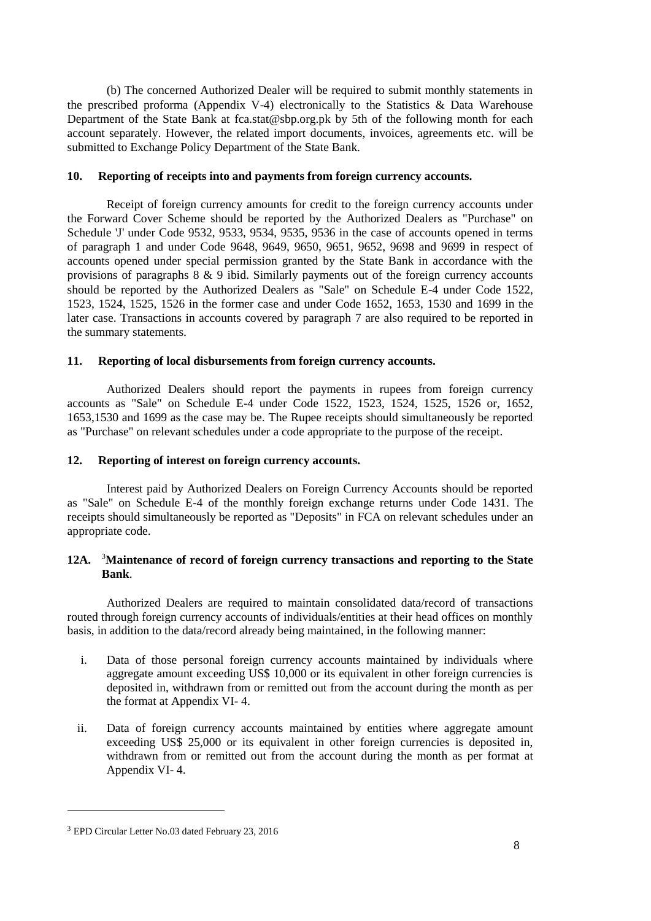(b) The concerned Authorized Dealer will be required to submit monthly statements in the prescribed proforma (Appendix V-4) electronically to the Statistics & Data Warehouse Department of the State Bank at fca.stat@sbp.org.pk by 5th of the following month for each account separately. However, the related import documents, invoices, agreements etc. will be submitted to Exchange Policy Department of the State Bank.

**10. Reporting of receipts into and payments from foreign currency accounts.**

Receipt of foreign currency amounts for credit to the foreign currency accounts under the Forward Cover Scheme should be reported by the Authorized Dealers as "Purchase" on Schedule 'J' under Code 9532, 9533, 9534, 9535, 9536 in the case of accounts opened in terms of paragraph 1 and under Code 9648, 9649, 9650, 9651, 9652, 9698 and 9699 in respect of accounts opened under special permission granted by the State Bank in accordance with the provisions of paragraphs 8 & 9 ibid. Similarly payments out of the foreign currency accounts should be reported by the Authorized Dealers as "Sale" on Schedule E-4 under Code 1522, 1523, 1524, 1525, 1526 in the former case and under Code 1652, 1653, 1530 and 1699 in the later case. Transactions in accounts covered by paragraph 7 are also required to be reported in the summary statements.

**11. Reporting of local disbursements from foreign currency accounts.**

Authorized Dealers should report the payments in rupees from foreign currency accounts as "Sale" on Schedule E-4 under Code 1522, 1523, 1524, 1525, 1526 or, 1652, 1653,1530 and 1699 as the case may be. The Rupee receipts should simultaneously be reported as "Purchase" on relevant schedules under a code appropriate to the purpose of the receipt.

**12. Reporting of interest on foreign currency accounts.**

Interest paid by Authorized Dealers on Foreign Currency Accounts should be reported as "Sale" on Schedule E-4 of the monthly foreign exchange returns under Code 1431. The receipts should simultaneously be reported as "Deposits" in FCA on relevant schedules under an appropriate code.

**12A. [3]Maintenance of record of foreign currency transactions and reporting to the State Bank**.

Authorized Dealers are required to maintain consolidated data/record of transactions routed through foreign currency accounts of individuals/entities at their head offices on monthly basis, in addition to the data/record already being maintained, in the following manner:

i. Data of those personal foreign currency accounts maintained by individuals where aggregate amount exceeding US$ 10,000 or its equivalent in other foreign currencies is deposited in, withdrawn from or remitted out from the account during the month as per the format at Appendix VI- 4.

ii. Data of foreign currency accounts maintained by entities where aggregate amount exceeding US$ 25,000 or its equivalent in other foreign currencies is deposited in, withdrawn from or remitted out from the account during the month as per format at Appendix VI- 4.

---

[3] EPD Circular Letter No.03 dated February 23, 2016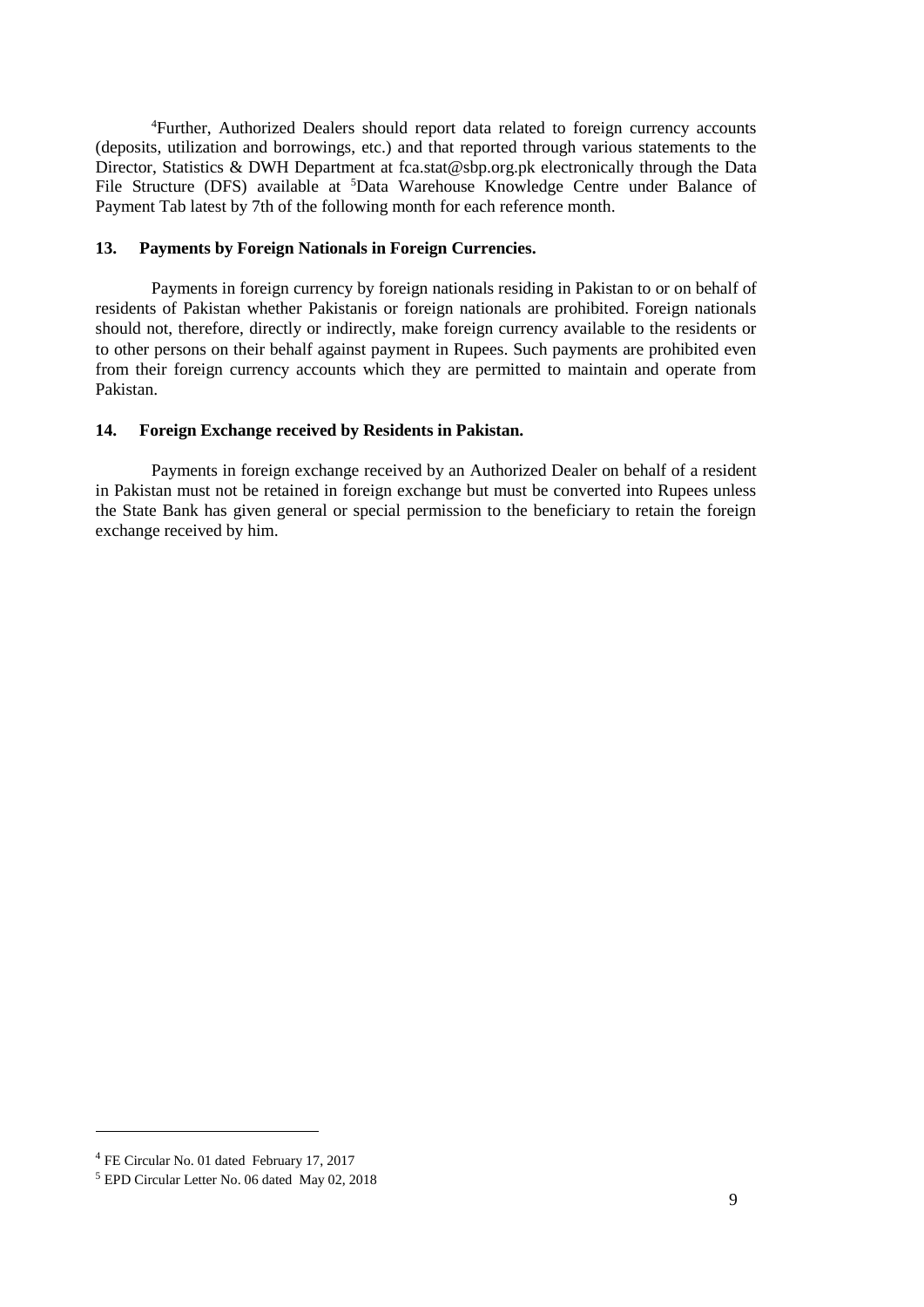[4]Further, Authorized Dealers should report data related to foreign currency accounts (deposits, utilization and borrowings, etc.) and that reported through various statements to the Director, Statistics & DWH Department at fca.stat@sbp.org.pk electronically through the Data File Structure (DFS) available at [5]Data Warehouse Knowledge Centre under Balance of Payment Tab latest by 7th of the following month for each reference month.

**13. Payments by Foreign Nationals in Foreign Currencies.**

Payments in foreign currency by foreign nationals residing in Pakistan to or on behalf of residents of Pakistan whether Pakistanis or foreign nationals are prohibited. Foreign nationals should not, therefore, directly or indirectly, make foreign currency available to the residents or to other persons on their behalf against payment in Rupees. Such payments are prohibited even from their foreign currency accounts which they are permitted to maintain and operate from Pakistan.

**14. Foreign Exchange received by Residents in Pakistan.**

Payments in foreign exchange received by an Authorized Dealer on behalf of a resident in Pakistan must not be retained in foreign exchange but must be converted into Rupees unless the State Bank has given general or special permission to the beneficiary to retain the foreign exchange received by him.

---

[4] FE Circular No. 01 dated February 17, 2017

[5] EPD Circular Letter No. 06 dated May 02, 2018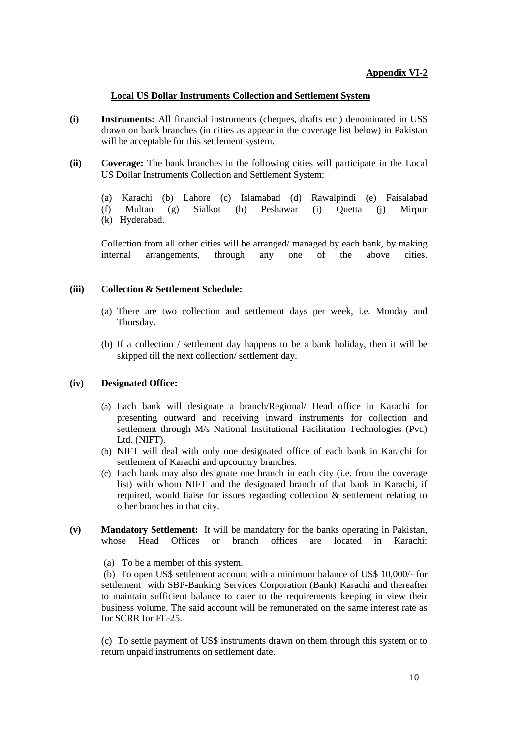**Appendix VI-2**

## Local US Dollar Instruments Collection and Settlement System

**(i) Instruments:** All financial instruments (cheques, drafts etc.) denominated in US$ drawn on bank branches (in cities as appear in the coverage list below) in Pakistan will be acceptable for this settlement system.

**(ii) Coverage:** The bank branches in the following cities will participate in the Local US Dollar Instruments Collection and Settlement System:

(a) Karachi (b) Lahore (c) Islamabad (d) Rawalpindi (e) Faisalabad (f) Multan (g) Sialkot (h) Peshawar (i) Quetta (j) Mirpur (k) Hyderabad.

Collection from all other cities will be arranged/ managed by each bank, by making internal arrangements, through any one of the above cities.

**(iii) Collection & Settlement Schedule:**

(a) There are two collection and settlement days per week, i.e. Monday and Thursday.

(b) If a collection / settlement day happens to be a bank holiday, then it will be skipped till the next collection/ settlement day.

**(iv) Designated Office:**

(a) Each bank will designate a branch/Regional/ Head office in Karachi for presenting outward and receiving inward instruments for collection and settlement through M/s National Institutional Facilitation Technologies (Pvt.) Ltd. (NIFT).

(b) NIFT will deal with only one designated office of each bank in Karachi for settlement of Karachi and upcountry branches.

(c) Each bank may also designate one branch in each city (i.e. from the coverage list) with whom NIFT and the designated branch of that bank in Karachi, if required, would liaise for issues regarding collection & settlement relating to other branches in that city.

**(v) Mandatory Settlement:** It will be mandatory for the banks operating in Pakistan, whose Head Offices or branch offices are located in Karachi:

(a) To be a member of this system.

(b) To open US$ settlement account with a minimum balance of US$ 10,000/- for settlement with SBP-Banking Services Corporation (Bank) Karachi and thereafter to maintain sufficient balance to cater to the requirements keeping in view their business volume. The said account will be remunerated on the same interest rate as for SCRR for FE-25.

(c) To settle payment of US$ instruments drawn on them through this system or to return unpaid instruments on settlement date.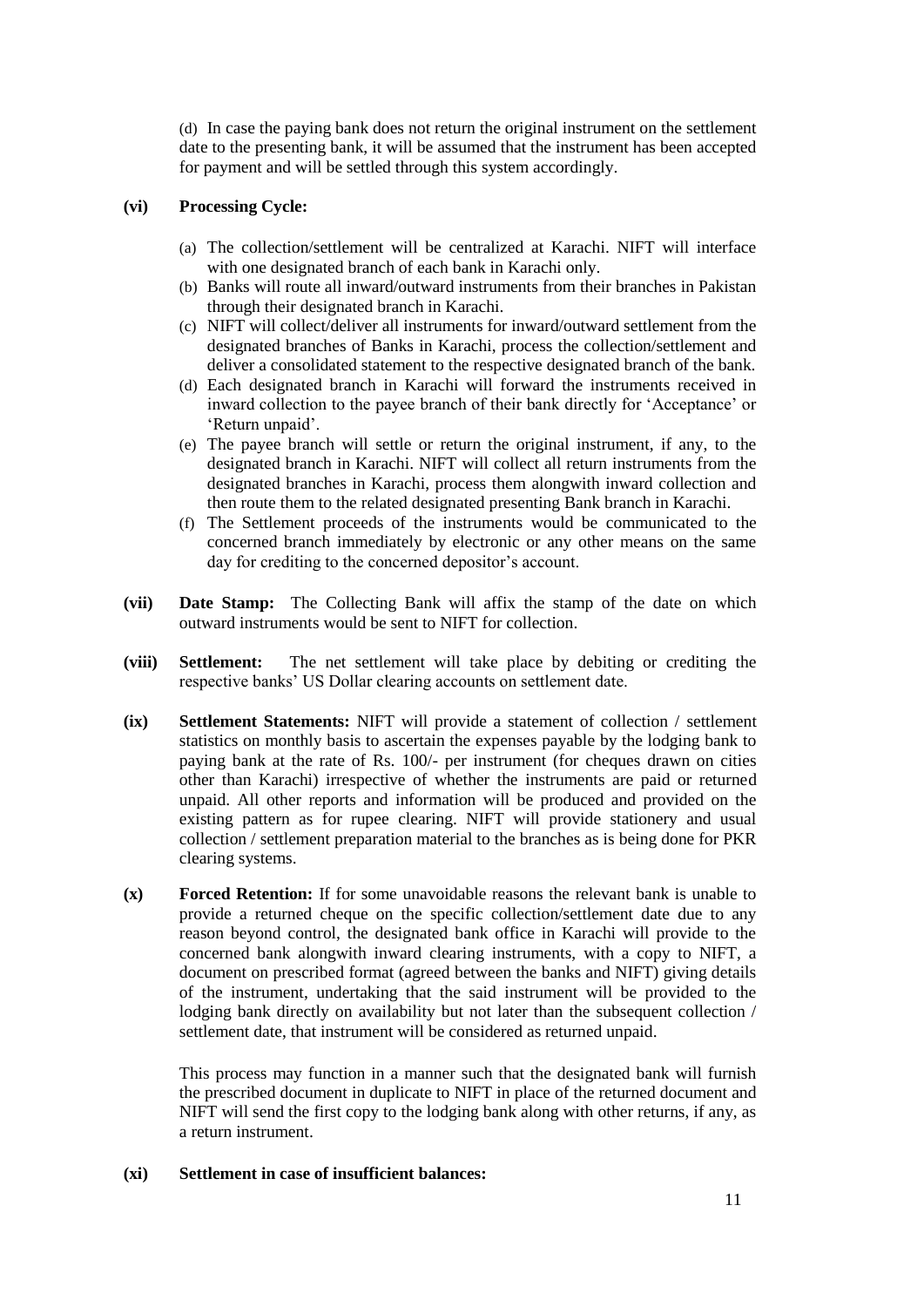(d) In case the paying bank does not return the original instrument on the settlement date to the presenting bank, it will be assumed that the instrument has been accepted for payment and will be settled through this system accordingly.

**(vi) Processing Cycle:**

(a) The collection/settlement will be centralized at Karachi. NIFT will interface with one designated branch of each bank in Karachi only.

(b) Banks will route all inward/outward instruments from their branches in Pakistan through their designated branch in Karachi.

(c) NIFT will collect/deliver all instruments for inward/outward settlement from the designated branches of Banks in Karachi, process the collection/settlement and deliver a consolidated statement to the respective designated branch of the bank.

(d) Each designated branch in Karachi will forward the instruments received in inward collection to the payee branch of their bank directly for 'Acceptance' or 'Return unpaid'.

(e) The payee branch will settle or return the original instrument, if any, to the designated branch in Karachi. NIFT will collect all return instruments from the designated branches in Karachi, process them alongwith inward collection and then route them to the related designated presenting Bank branch in Karachi.

(f) The Settlement proceeds of the instruments would be communicated to the concerned branch immediately by electronic or any other means on the same day for crediting to the concerned depositor's account.

**(vii) Date Stamp:** The Collecting Bank will affix the stamp of the date on which outward instruments would be sent to NIFT for collection.

**(viii) Settlement:** The net settlement will take place by debiting or crediting the respective banks' US Dollar clearing accounts on settlement date.

**(ix) Settlement Statements:** NIFT will provide a statement of collection / settlement statistics on monthly basis to ascertain the expenses payable by the lodging bank to paying bank at the rate of Rs. 100/- per instrument (for cheques drawn on cities other than Karachi) irrespective of whether the instruments are paid or returned unpaid. All other reports and information will be produced and provided on the existing pattern as for rupee clearing. NIFT will provide stationery and usual collection / settlement preparation material to the branches as is being done for PKR clearing systems.

**(x) Forced Retention:** If for some unavoidable reasons the relevant bank is unable to provide a returned cheque on the specific collection/settlement date due to any reason beyond control, the designated bank office in Karachi will provide to the concerned bank alongwith inward clearing instruments, with a copy to NIFT, a document on prescribed format (agreed between the banks and NIFT) giving details of the instrument, undertaking that the said instrument will be provided to the lodging bank directly on availability but not later than the subsequent collection / settlement date, that instrument will be considered as returned unpaid.

This process may function in a manner such that the designated bank will furnish the prescribed document in duplicate to NIFT in place of the returned document and NIFT will send the first copy to the lodging bank along with other returns, if any, as a return instrument.

**(xi) Settlement in case of insufficient balances:**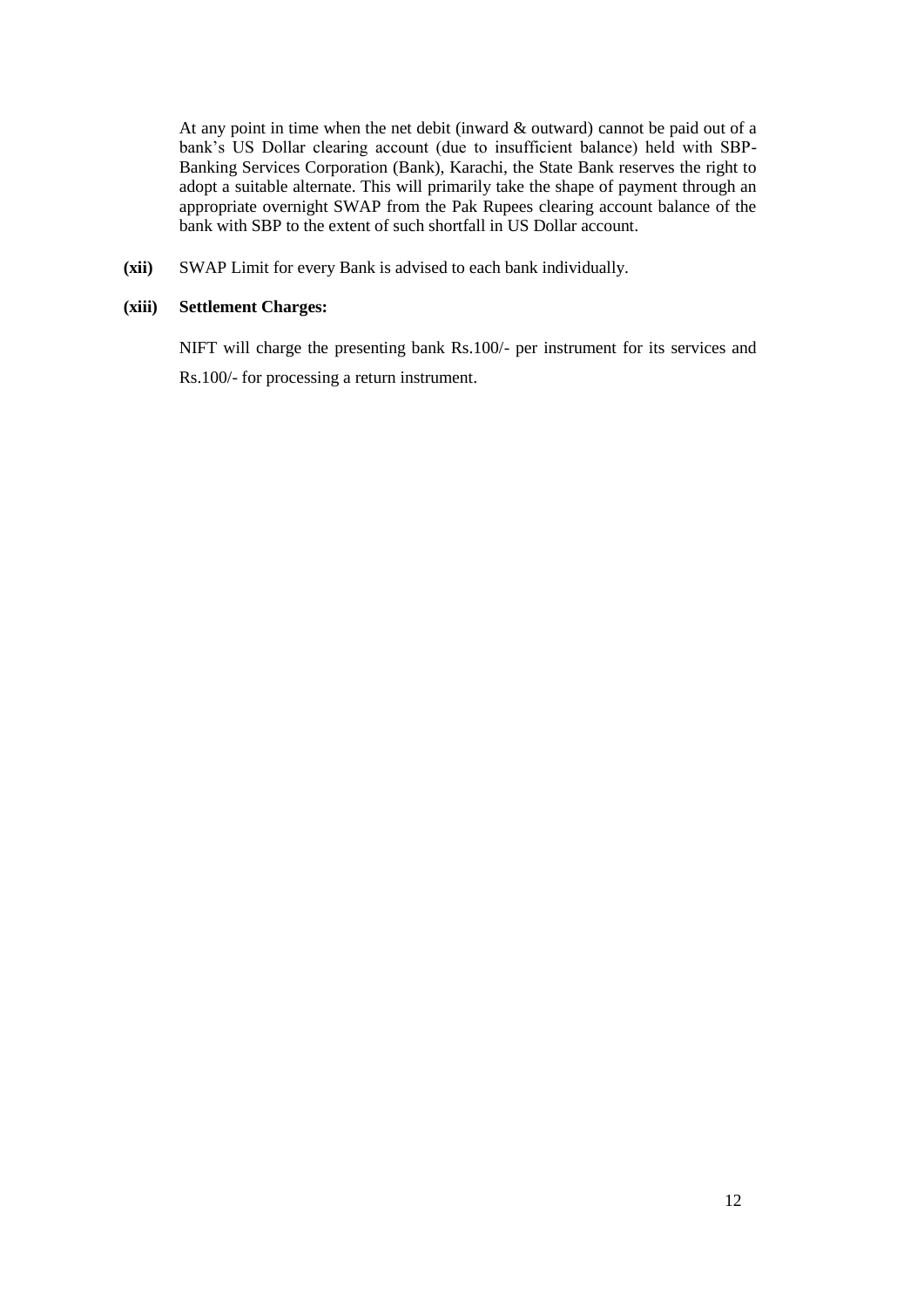At any point in time when the net debit (inward & outward) cannot be paid out of a bank's US Dollar clearing account (due to insufficient balance) held with SBP-Banking Services Corporation (Bank), Karachi, the State Bank reserves the right to adopt a suitable alternate. This will primarily take the shape of payment through an appropriate overnight SWAP from the Pak Rupees clearing account balance of the bank with SBP to the extent of such shortfall in US Dollar account.

**(xii)** SWAP Limit for every Bank is advised to each bank individually.

**(xiii) Settlement Charges:**

NIFT will charge the presenting bank Rs.100/- per instrument for its services and Rs.100/- for processing a return instrument.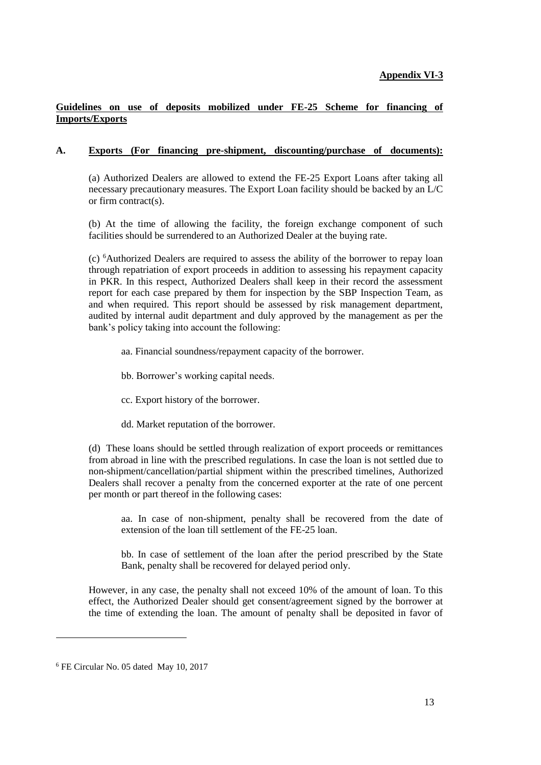**Appendix VI-3**

**Guidelines on use of deposits mobilized under FE-25 Scheme for financing of Imports/Exports**

**A. Exports (For financing pre-shipment, discounting/purchase of documents):**

(a) Authorized Dealers are allowed to extend the FE-25 Export Loans after taking all necessary precautionary measures. The Export Loan facility should be backed by an L/C or firm contract(s).

(b) At the time of allowing the facility, the foreign exchange component of such facilities should be surrendered to an Authorized Dealer at the buying rate.

(c) [6]Authorized Dealers are required to assess the ability of the borrower to repay loan through repatriation of export proceeds in addition to assessing his repayment capacity in PKR. In this respect, Authorized Dealers shall keep in their record the assessment report for each case prepared by them for inspection by the SBP Inspection Team, as and when required. This report should be assessed by risk management department, audited by internal audit department and duly approved by the management as per the bank's policy taking into account the following:

aa. Financial soundness/repayment capacity of the borrower.

bb. Borrower's working capital needs.

cc. Export history of the borrower.

dd. Market reputation of the borrower.

(d) These loans should be settled through realization of export proceeds or remittances from abroad in line with the prescribed regulations. In case the loan is not settled due to non-shipment/cancellation/partial shipment within the prescribed timelines, Authorized Dealers shall recover a penalty from the concerned exporter at the rate of one percent per month or part thereof in the following cases:

aa. In case of non-shipment, penalty shall be recovered from the date of extension of the loan till settlement of the FE-25 loan.

bb. In case of settlement of the loan after the period prescribed by the State Bank, penalty shall be recovered for delayed period only.

However, in any case, the penalty shall not exceed 10% of the amount of loan. To this effect, the Authorized Dealer should get consent/agreement signed by the borrower at the time of extending the loan. The amount of penalty shall be deposited in favor of

---

[6] FE Circular No. 05 dated May 10, 2017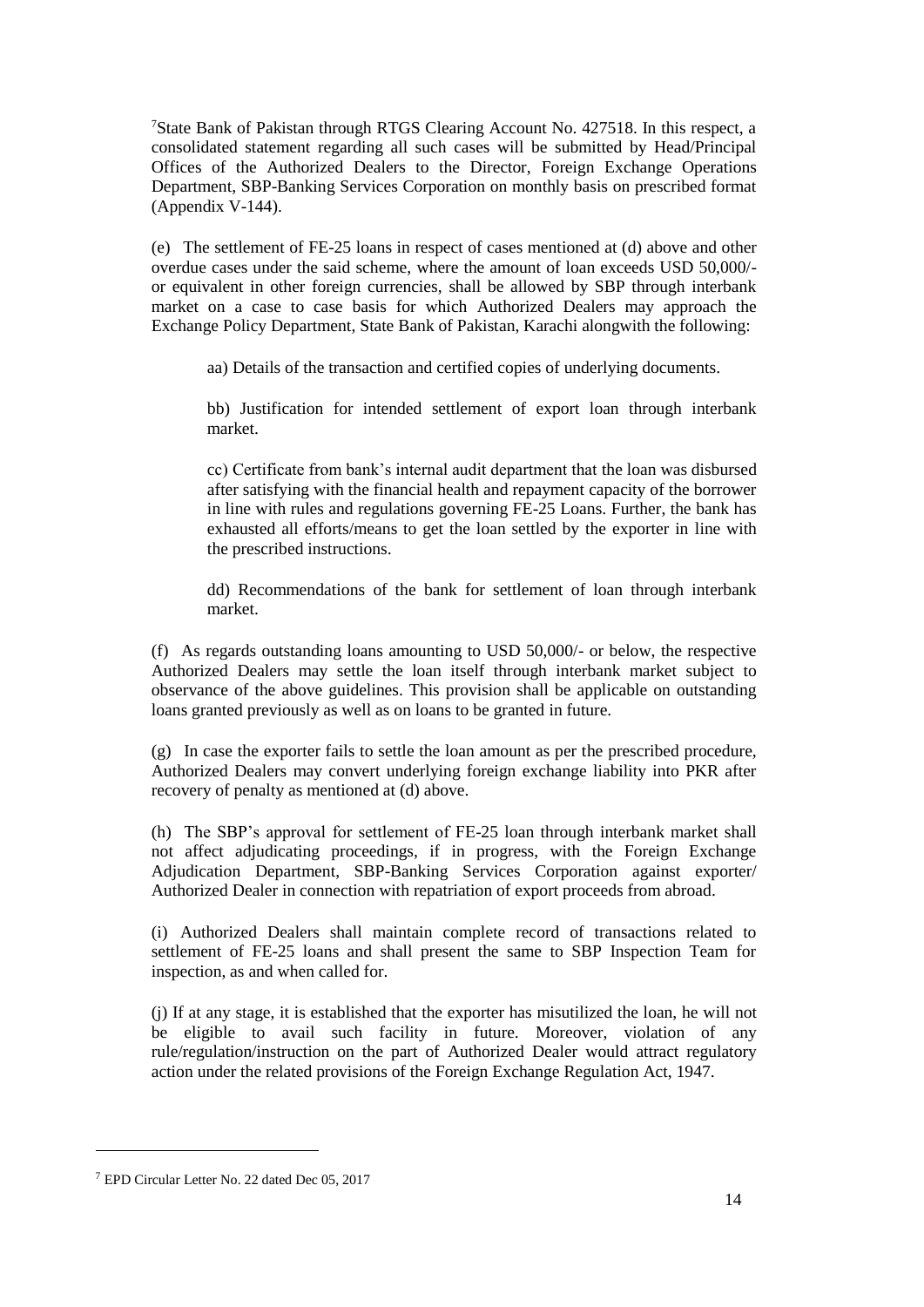[7]State Bank of Pakistan through RTGS Clearing Account No. 427518. In this respect, a consolidated statement regarding all such cases will be submitted by Head/Principal Offices of the Authorized Dealers to the Director, Foreign Exchange Operations Department, SBP-Banking Services Corporation on monthly basis on prescribed format (Appendix V-144).

(e) The settlement of FE-25 loans in respect of cases mentioned at (d) above and other overdue cases under the said scheme, where the amount of loan exceeds USD 50,000/- or equivalent in other foreign currencies, shall be allowed by SBP through interbank market on a case to case basis for which Authorized Dealers may approach the Exchange Policy Department, State Bank of Pakistan, Karachi alongwith the following:

aa) Details of the transaction and certified copies of underlying documents.

bb) Justification for intended settlement of export loan through interbank market.

cc) Certificate from bank's internal audit department that the loan was disbursed after satisfying with the financial health and repayment capacity of the borrower in line with rules and regulations governing FE-25 Loans. Further, the bank has exhausted all efforts/means to get the loan settled by the exporter in line with the prescribed instructions.

dd) Recommendations of the bank for settlement of loan through interbank market.

(f) As regards outstanding loans amounting to USD 50,000/- or below, the respective Authorized Dealers may settle the loan itself through interbank market subject to observance of the above guidelines. This provision shall be applicable on outstanding loans granted previously as well as on loans to be granted in future.

(g) In case the exporter fails to settle the loan amount as per the prescribed procedure, Authorized Dealers may convert underlying foreign exchange liability into PKR after recovery of penalty as mentioned at (d) above.

(h) The SBP's approval for settlement of FE-25 loan through interbank market shall not affect adjudicating proceedings, if in progress, with the Foreign Exchange Adjudication Department, SBP-Banking Services Corporation against exporter/ Authorized Dealer in connection with repatriation of export proceeds from abroad.

(i) Authorized Dealers shall maintain complete record of transactions related to settlement of FE-25 loans and shall present the same to SBP Inspection Team for inspection, as and when called for.

(j) If at any stage, it is established that the exporter has misutilized the loan, he will not be eligible to avail such facility in future. Moreover, violation of any rule/regulation/instruction on the part of Authorized Dealer would attract regulatory action under the related provisions of the Foreign Exchange Regulation Act, 1947.

---

[7] EPD Circular Letter No. 22 dated Dec 05, 2017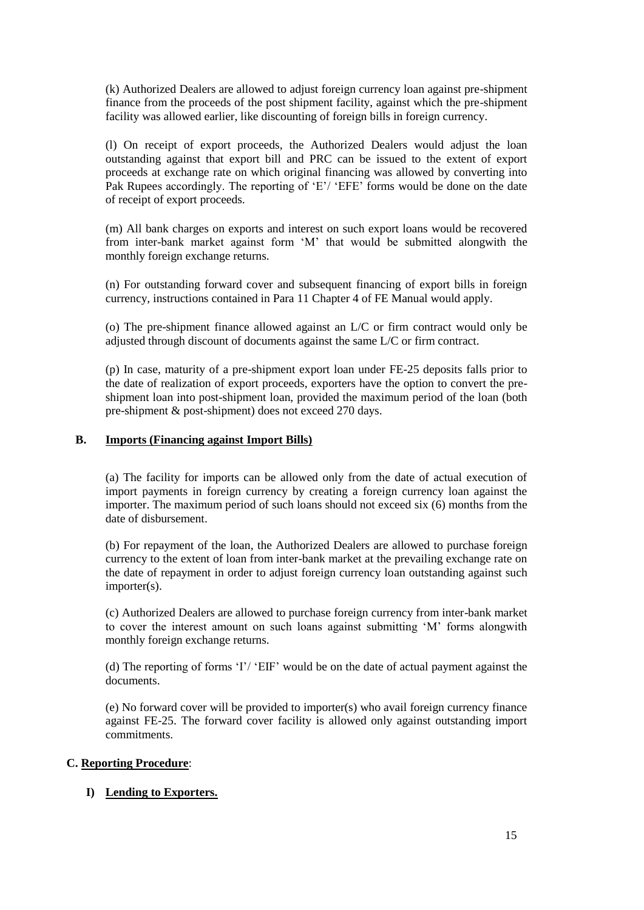(k) Authorized Dealers are allowed to adjust foreign currency loan against pre-shipment finance from the proceeds of the post shipment facility, against which the pre-shipment facility was allowed earlier, like discounting of foreign bills in foreign currency.

(l) On receipt of export proceeds, the Authorized Dealers would adjust the loan outstanding against that export bill and PRC can be issued to the extent of export proceeds at exchange rate on which original financing was allowed by converting into Pak Rupees accordingly. The reporting of 'E'/ 'EFE' forms would be done on the date of receipt of export proceeds.

(m) All bank charges on exports and interest on such export loans would be recovered from inter-bank market against form 'M' that would be submitted alongwith the monthly foreign exchange returns.

(n) For outstanding forward cover and subsequent financing of export bills in foreign currency, instructions contained in Para 11 Chapter 4 of FE Manual would apply.

(o) The pre-shipment finance allowed against an L/C or firm contract would only be adjusted through discount of documents against the same L/C or firm contract.

(p) In case, maturity of a pre-shipment export loan under FE-25 deposits falls prior to the date of realization of export proceeds, exporters have the option to convert the pre-shipment loan into post-shipment loan, provided the maximum period of the loan (both pre-shipment & post-shipment) does not exceed 270 days.

## B. Imports (Financing against Import Bills)

(a) The facility for imports can be allowed only from the date of actual execution of import payments in foreign currency by creating a foreign currency loan against the importer. The maximum period of such loans should not exceed six (6) months from the date of disbursement.

(b) For repayment of the loan, the Authorized Dealers are allowed to purchase foreign currency to the extent of loan from inter-bank market at the prevailing exchange rate on the date of repayment in order to adjust foreign currency loan outstanding against such importer(s).

(c) Authorized Dealers are allowed to purchase foreign currency from inter-bank market to cover the interest amount on such loans against submitting 'M' forms alongwith monthly foreign exchange returns.

(d) The reporting of forms 'I'/ 'EIF' would be on the date of actual payment against the documents.

(e) No forward cover will be provided to importer(s) who avail foreign currency finance against FE-25. The forward cover facility is allowed only against outstanding import commitments.

## C. Reporting Procedure:

### I) Lending to Exporters.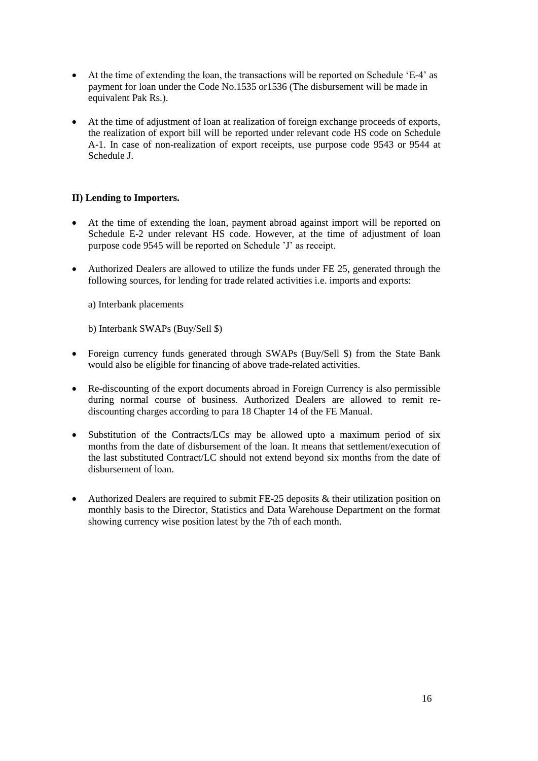- At the time of extending the loan, the transactions will be reported on Schedule 'E-4' as payment for loan under the Code No.1535 or1536 (The disbursement will be made in equivalent Pak Rs.).

- At the time of adjustment of loan at realization of foreign exchange proceeds of exports, the realization of export bill will be reported under relevant code HS code on Schedule A-1. In case of non-realization of export receipts, use purpose code 9543 or 9544 at Schedule J.

**II) Lending to Importers.**

- At the time of extending the loan, payment abroad against import will be reported on Schedule E-2 under relevant HS code. However, at the time of adjustment of loan purpose code 9545 will be reported on Schedule 'J' as receipt.

- Authorized Dealers are allowed to utilize the funds under FE 25, generated through the following sources, for lending for trade related activities i.e. imports and exports:

  a) Interbank placements

  b) Interbank SWAPs (Buy/Sell $)

- Foreign currency funds generated through SWAPs (Buy/Sell $) from the State Bank would also be eligible for financing of above trade-related activities.

- Re-discounting of the export documents abroad in Foreign Currency is also permissible during normal course of business. Authorized Dealers are allowed to remit re-discounting charges according to para 18 Chapter 14 of the FE Manual.

- Substitution of the Contracts/LCs may be allowed upto a maximum period of six months from the date of disbursement of the loan. It means that settlement/execution of the last substituted Contract/LC should not extend beyond six months from the date of disbursement of loan.

- Authorized Dealers are required to submit FE-25 deposits & their utilization position on monthly basis to the Director, Statistics and Data Warehouse Department on the format showing currency wise position latest by the 7th of each month.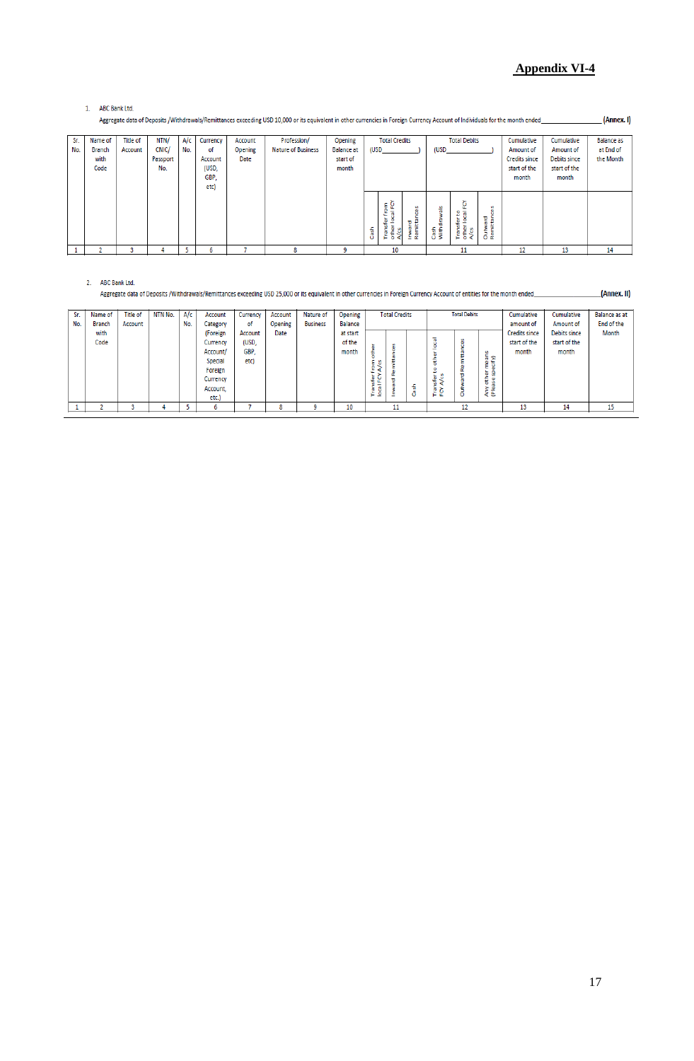**Appendix VI-4**

1. ABC Bank Ltd.

Aggregate data of Deposits /Withdrawals/Remittances exceeding USD 10,000 or its equivalent in other currencies in Foreign Currency Account of Individuals for the month ended_______________ **(Annex. I)**

| Sr. No. | Name of Branch with Code | Title of Account | NTN/ CNIC/ Passport No. | A/c No. | Currency of Account (USD, GBP, etc) | Account Opening Date | Profession/ Nature of Business | Opening Balance at start of month | Total Credits (USD_________) | | | Total Debits (USD_________) | | | Cumulative Amount of Credits since start of the month | Cumulative Amount of Debits since start of the month | Balance as at End of the Month |
|---|---|---|---|---|---|---|---|---|---|---|---|---|---|---|---|---|---|
| | | | | | | | | | Cash | Transfer from other local FCY A/cs | Inward Remittances | Cash Withdrawals | Transfer to other local FCY A/cs | Outward Remittances | | | |
| 1 | 2 | 3 | 4 | 5 | 6 | 7 | 8 | 9 | 10 | | | 11 | | | 12 | 13 | 14 |

2. ABC Bank Ltd.

Aggregate data of Deposits /Withdrawals/Remittances exceeding USD 25,000 or its equivalent in other currencies in Foreign Currency Account of entities for the month ended_______________ **(Annex. II)**

| Sr. No. | Name of Branch with Code | Title of Account | NTN No. | A/c No. | Account Category (Foreign Currency Account/ Special Foreign Currency Account, etc.) | Currency of Account (USD, GBP, etc) | Account Opening Date | Nature of Business | Opening Balance at start of the month | Total Credits | | | Total Debits | | | Cumulative amount of Credits since start of the month | Cumulative Amount of Debits since start of the month | Balance as at End of the Month |
|---|---|---|---|---|---|---|---|---|---|---|---|---|---|---|---|---|---|---|
| | | | | | | | | | | Transfer from other local FCY A/cs | Inward Remittances | Cash | Transfer to other local FCY A/cs | Outward Remittances | Any other means (Please specify) | | | |
| 1 | 2 | 3 | 4 | 5 | 6 | 7 | 8 | 9 | 10 | 11 | | | 12 | | | 13 | 14 | 15 |